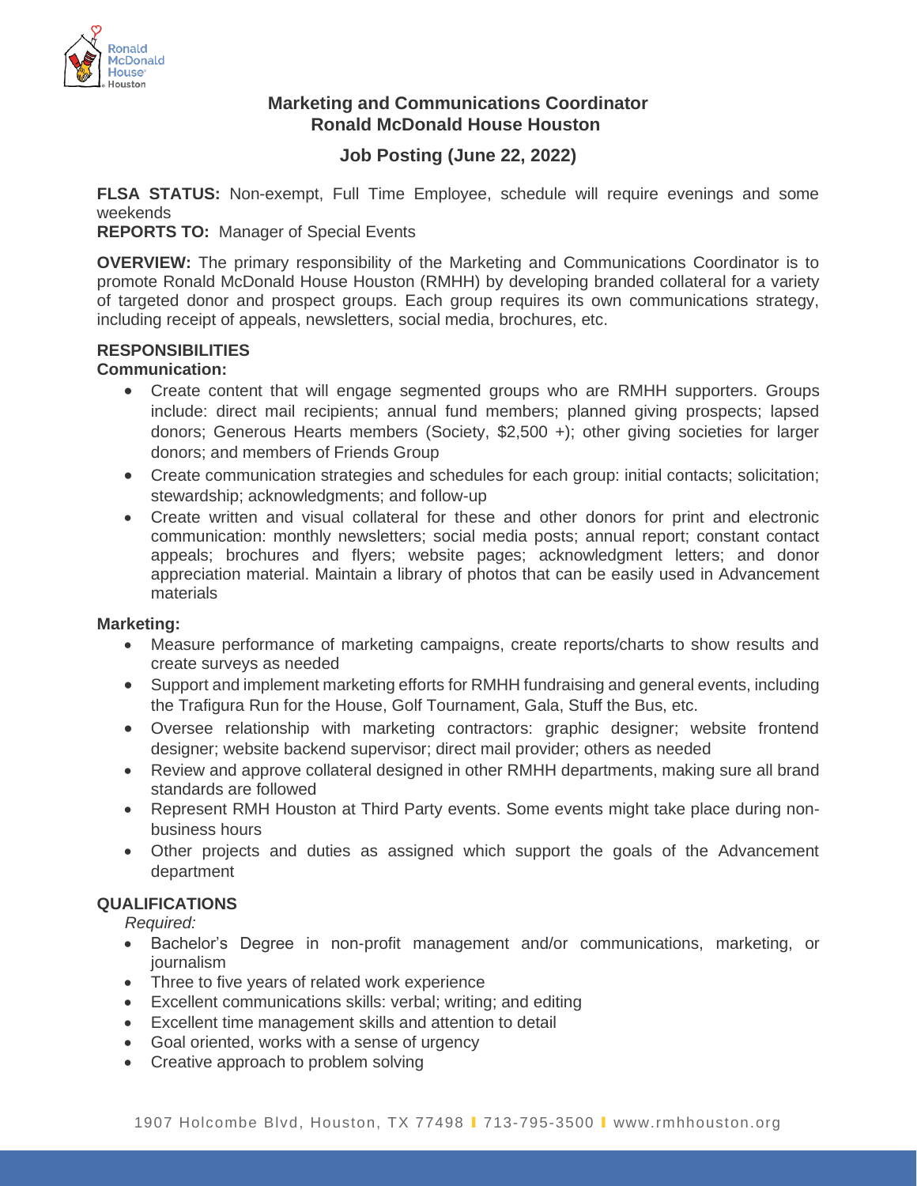# Marketing and Communications Coordinator
# Ronald McDonald House Houston

## Job Posting (June 22, 2022)

**FLSA STATUS:** Non-exempt, Full Time Employee, schedule will require evenings and some weekends
**REPORTS TO:** Manager of Special Events

**OVERVIEW:** The primary responsibility of the Marketing and Communications Coordinator is to promote Ronald McDonald House Houston (RMHH) by developing branded collateral for a variety of targeted donor and prospect groups. Each group requires its own communications strategy, including receipt of appeals, newsletters, social media, brochures, etc.

### RESPONSIBILITIES

**Communication:**

- Create content that will engage segmented groups who are RMHH supporters. Groups include: direct mail recipients; annual fund members; planned giving prospects; lapsed donors; Generous Hearts members (Society, $2,500 +); other giving societies for larger donors; and members of Friends Group
- Create communication strategies and schedules for each group: initial contacts; solicitation; stewardship; acknowledgments; and follow-up
- Create written and visual collateral for these and other donors for print and electronic communication: monthly newsletters; social media posts; annual report; constant contact appeals; brochures and flyers; website pages; acknowledgment letters; and donor appreciation material. Maintain a library of photos that can be easily used in Advancement materials

**Marketing:**

- Measure performance of marketing campaigns, create reports/charts to show results and create surveys as needed
- Support and implement marketing efforts for RMHH fundraising and general events, including the Trafigura Run for the House, Golf Tournament, Gala, Stuff the Bus, etc.
- Oversee relationship with marketing contractors: graphic designer; website frontend designer; website backend supervisor; direct mail provider; others as needed
- Review and approve collateral designed in other RMHH departments, making sure all brand standards are followed
- Represent RMH Houston at Third Party events. Some events might take place during non-business hours
- Other projects and duties as assigned which support the goals of the Advancement department

### QUALIFICATIONS

*Required:*

- Bachelor's Degree in non-profit management and/or communications, marketing, or journalism
- Three to five years of related work experience
- Excellent communications skills: verbal; writing; and editing
- Excellent time management skills and attention to detail
- Goal oriented, works with a sense of urgency
- Creative approach to problem solving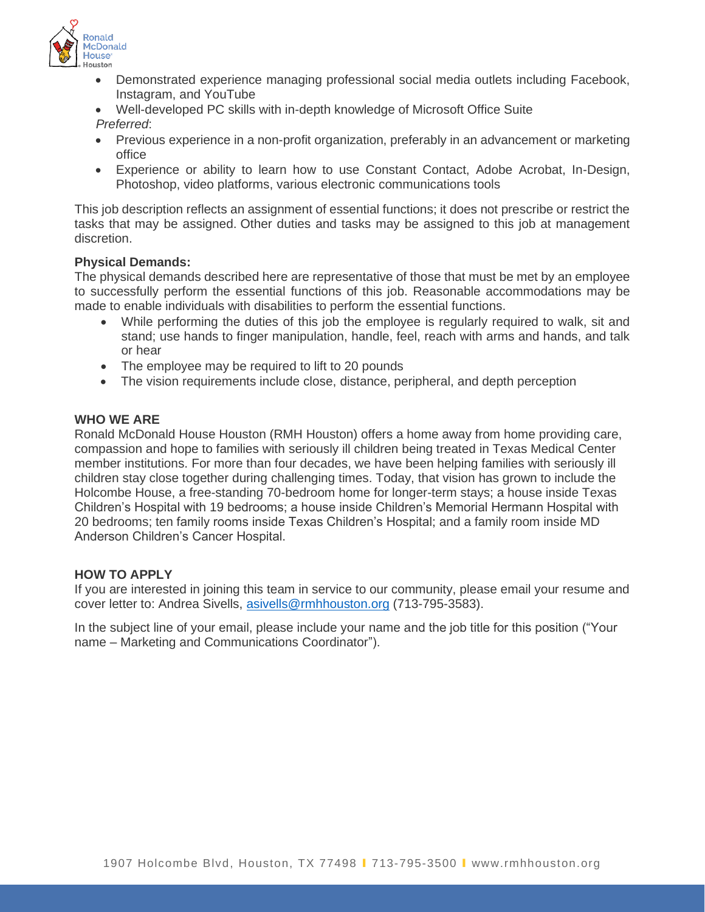- Demonstrated experience managing professional social media outlets including Facebook, Instagram, and YouTube
- Well-developed PC skills with in-depth knowledge of Microsoft Office Suite

*Preferred*:

- Previous experience in a non-profit organization, preferably in an advancement or marketing office
- Experience or ability to learn how to use Constant Contact, Adobe Acrobat, In-Design, Photoshop, video platforms, various electronic communications tools

This job description reflects an assignment of essential functions; it does not prescribe or restrict the tasks that may be assigned. Other duties and tasks may be assigned to this job at management discretion.

**Physical Demands:**

The physical demands described here are representative of those that must be met by an employee to successfully perform the essential functions of this job. Reasonable accommodations may be made to enable individuals with disabilities to perform the essential functions.

- While performing the duties of this job the employee is regularly required to walk, sit and stand; use hands to finger manipulation, handle, feel, reach with arms and hands, and talk or hear
- The employee may be required to lift to 20 pounds
- The vision requirements include close, distance, peripheral, and depth perception

**WHO WE ARE**

Ronald McDonald House Houston (RMH Houston) offers a home away from home providing care, compassion and hope to families with seriously ill children being treated in Texas Medical Center member institutions. For more than four decades, we have been helping families with seriously ill children stay close together during challenging times. Today, that vision has grown to include the Holcombe House, a free-standing 70-bedroom home for longer-term stays; a house inside Texas Children's Hospital with 19 bedrooms; a house inside Children's Memorial Hermann Hospital with 20 bedrooms; ten family rooms inside Texas Children's Hospital; and a family room inside MD Anderson Children's Cancer Hospital.

**HOW TO APPLY**

If you are interested in joining this team in service to our community, please email your resume and cover letter to: Andrea Sivells, asivells@rmhhouston.org (713-795-3583).

In the subject line of your email, please include your name and the job title for this position ("Your name – Marketing and Communications Coordinator").